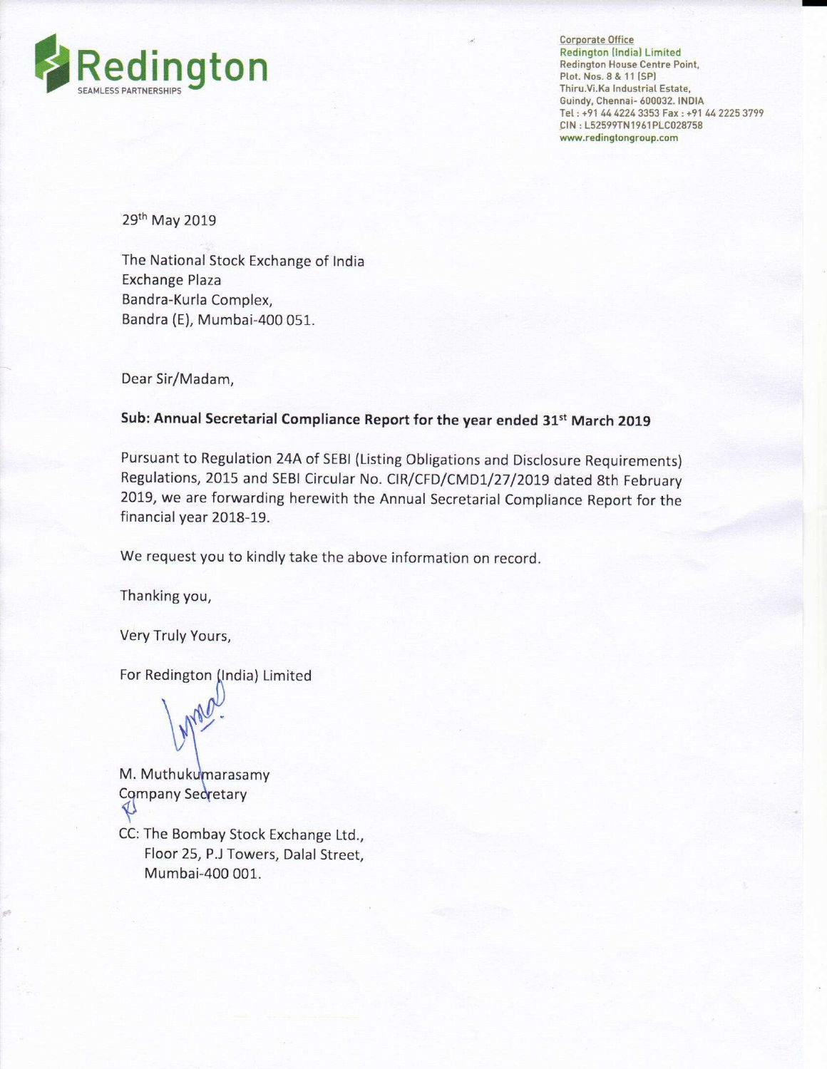Redington
SEAMLESS PARTNERSHIPS

Corporate Office
Redington (India) Limited
Redington House Centre Point,
Plot. Nos. 8 & 11 (SP)
Thiru.Vi.Ka Industrial Estate,
Guindy, Chennai- 600032. INDIA
Tel : +91 44 4224 3353 Fax : +91 44 2225 3799
CIN : L52599TN1961PLC028758
www.redingtongroup.com

29th May 2019

The National Stock Exchange of India
Exchange Plaza
Bandra-Kurla Complex,
Bandra (E), Mumbai-400 051.

Dear Sir/Madam,

**Sub: Annual Secretarial Compliance Report for the year ended 31st March 2019**

Pursuant to Regulation 24A of SEBI (Listing Obligations and Disclosure Requirements) Regulations, 2015 and SEBI Circular No. CIR/CFD/CMD1/27/2019 dated 8th February 2019, we are forwarding herewith the Annual Secretarial Compliance Report for the financial year 2018-19.

We request you to kindly take the above information on record.

Thanking you,

Very Truly Yours,

For Redington (India) Limited

M. Muthukumarasamy
Company Secretary

CC: The Bombay Stock Exchange Ltd.,
Floor 25, P.J Towers, Dalal Street,
Mumbai-400 001.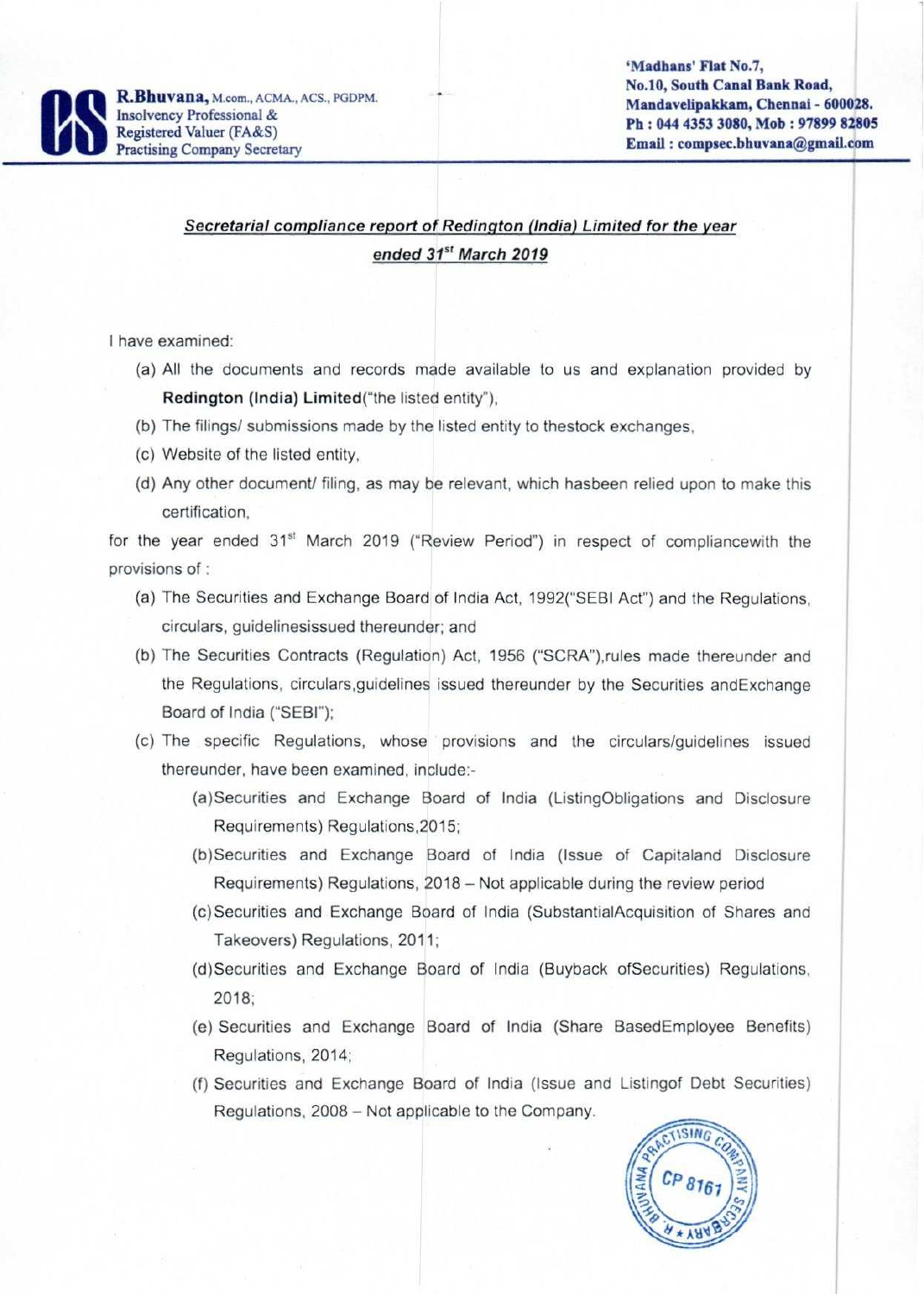R.Bhuvana, M.com., ACMA., ACS., PGDPM.
Insolvency Professional &
Registered Valuer (FA&S)
Practising Company Secretary

'Madhans' Flat No.7,
No.10, South Canal Bank Road,
Mandavelipakkam, Chennai - 600028.
Ph : 044 4353 3080, Mob : 97899 82805
Email : compsec.bhuvana@gmail.com

## *Secretarial compliance report of Redington (India) Limited for the year ended 31st March 2019*

I have examined:

(a) All the documents and records made available to us and explanation provided by **Redington (India) Limited**("the listed entity"),

(b) The filings/ submissions made by the listed entity to thestock exchanges,

(c) Website of the listed entity,

(d) Any other document/ filing, as may be relevant, which hasbeen relied upon to make this certification,

for the year ended 31st March 2019 ("Review Period") in respect of compliancewith the provisions of :

(a) The Securities and Exchange Board of India Act, 1992("SEBI Act") and the Regulations, circulars, guidelinesissued thereunder; and

(b) The Securities Contracts (Regulation) Act, 1956 ("SCRA"),rules made thereunder and the Regulations, circulars,guidelines issued thereunder by the Securities andExchange Board of India ("SEBI");

(c) The specific Regulations, whose provisions and the circulars/guidelines issued thereunder, have been examined, include:-

(a)Securities and Exchange Board of India (ListingObligations and Disclosure Requirements) Regulations,2015;

(b)Securities and Exchange Board of India (Issue of Capitaland Disclosure Requirements) Regulations, 2018 – Not applicable during the review period

(c)Securities and Exchange Board of India (SubstantialAcquisition of Shares and Takeovers) Regulations, 2011;

(d)Securities and Exchange Board of India (Buyback ofSecurities) Regulations, 2018;

(e) Securities and Exchange Board of India (Share BasedEmployee Benefits) Regulations, 2014;

(f) Securities and Exchange Board of India (Issue and Listingof Debt Securities) Regulations, 2008 – Not applicable to the Company.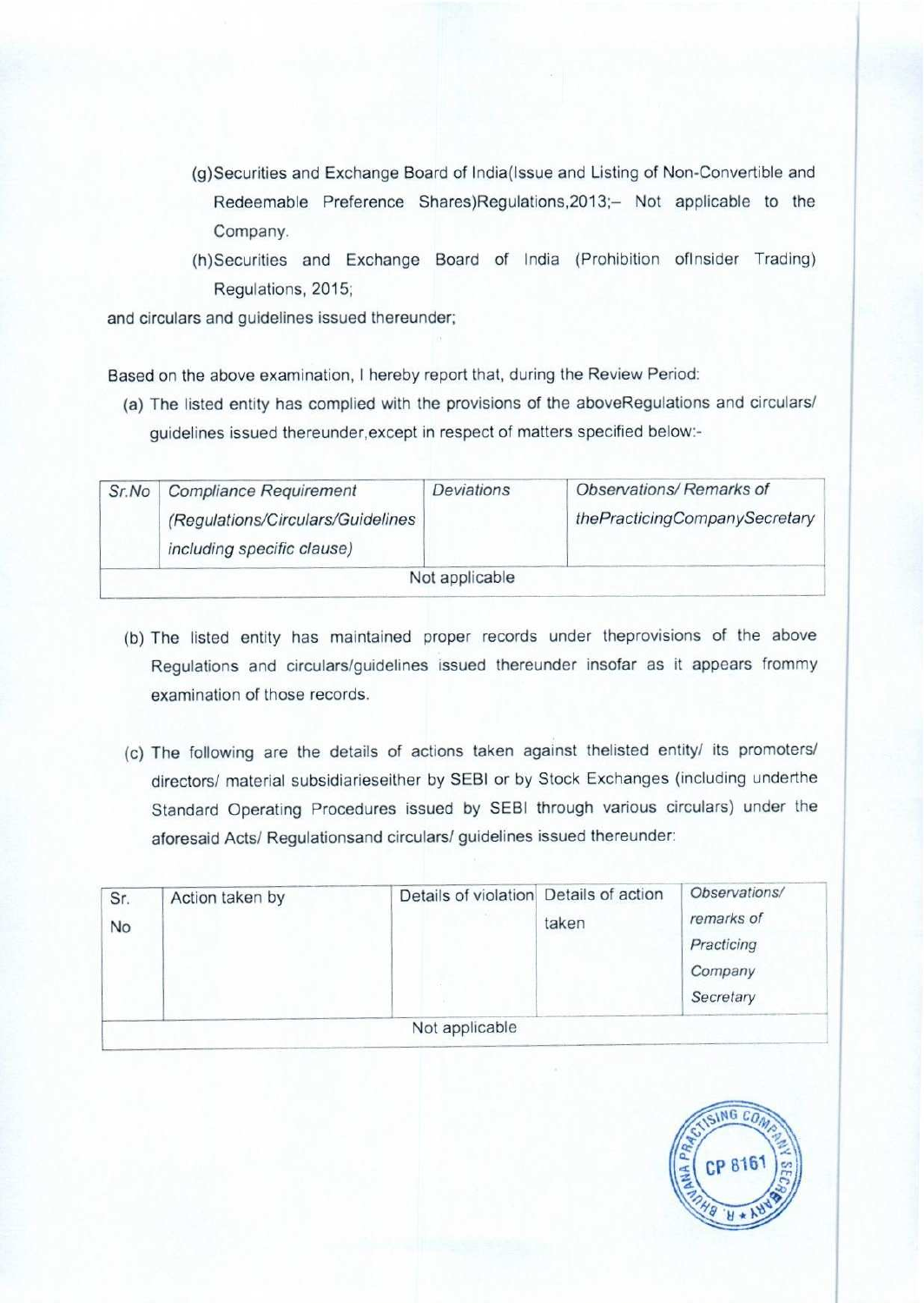(g)Securities and Exchange Board of India(Issue and Listing of Non-Convertible and Redeemable Preference Shares)Regulations,2013;– Not applicable to the Company.

(h)Securities and Exchange Board of India (Prohibition ofInsider Trading) Regulations, 2015;

and circulars and guidelines issued thereunder;

Based on the above examination, I hereby report that, during the Review Period:

(a) The listed entity has complied with the provisions of the aboveRegulations and circulars/ guidelines issued thereunder,except in respect of matters specified below:-

| *Sr.No* | *Compliance Requirement (Regulations/Circulars/Guidelines including specific clause)* | *Deviations* | *Observations/ Remarks of thePracticingCompanySecretary* |
|---|---|---|---|
| Not applicable | | | |

(b) The listed entity has maintained proper records under theprovisions of the above Regulations and circulars/guidelines issued thereunder insofar as it appears frommy examination of those records.

(c) The following are the details of actions taken against thelisted entity/ its promoters/ directors/ material subsidiarieseither by SEBI or by Stock Exchanges (including underthe Standard Operating Procedures issued by SEBI through various circulars) under the aforesaid Acts/ Regulationsand circulars/ guidelines issued thereunder:

| Sr. No | Action taken by | Details of violation | Details of action taken | *Observations/ remarks of Practicing Company Secretary* |
|---|---|---|---|---|
| Not applicable | | | | |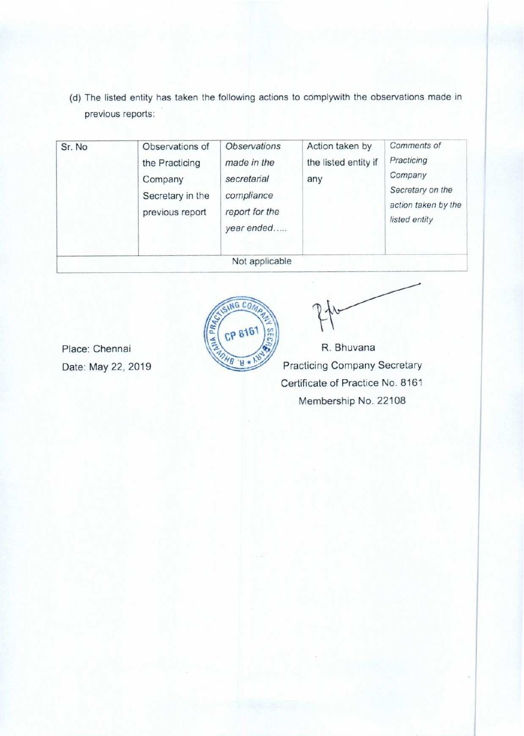(d) The listed entity has taken the following actions to complywith the observations made in previous reports:

| Sr. No | Observations of the Practicing Company Secretary in the previous report | *Observations made in the secretarial compliance report for the year ended.....* | Action taken by the listed entity if any | *Comments of Practicing Company Secretary on the action taken by the listed entity* |
|---|---|---|---|---|
| Not applicable | | | | |

Place: Chennai

Date: May 22, 2019

R. Bhuvana

Practicing Company Secretary

Certificate of Practice No. 8161

Membership No. 22108